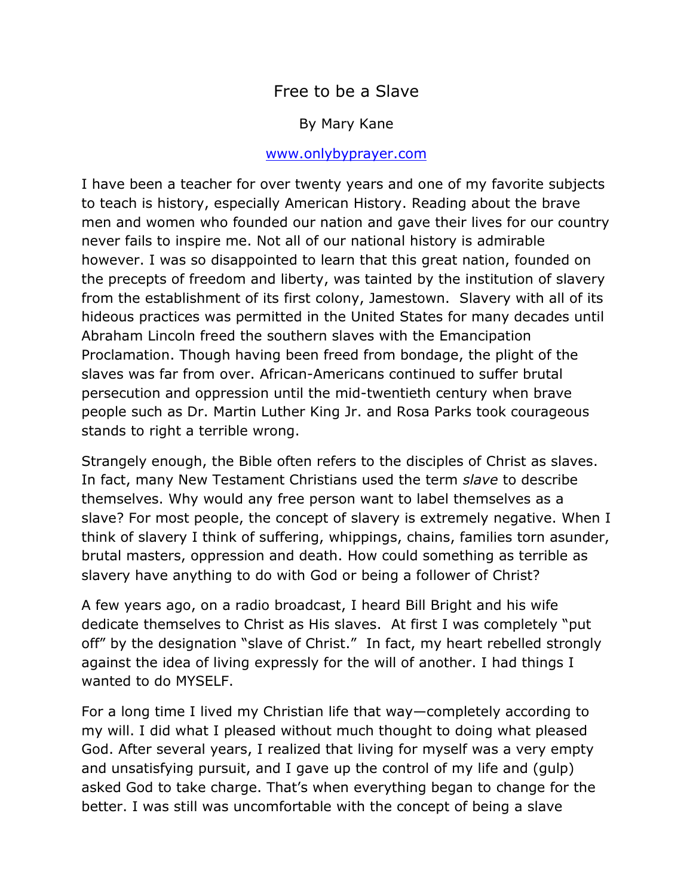# Free to be a Slave

By Mary Kane

www.onlybyprayer.com

I have been a teacher for over twenty years and one of my favorite subjects to teach is history, especially American History. Reading about the brave men and women who founded our nation and gave their lives for our country never fails to inspire me. Not all of our national history is admirable however. I was so disappointed to learn that this great nation, founded on the precepts of freedom and liberty, was tainted by the institution of slavery from the establishment of its first colony, Jamestown. Slavery with all of its hideous practices was permitted in the United States for many decades until Abraham Lincoln freed the southern slaves with the Emancipation Proclamation. Though having been freed from bondage, the plight of the slaves was far from over. African-Americans continued to suffer brutal persecution and oppression until the mid-twentieth century when brave people such as Dr. Martin Luther King Jr. and Rosa Parks took courageous stands to right a terrible wrong.

Strangely enough, the Bible often refers to the disciples of Christ as slaves. In fact, many New Testament Christians used the term *slave* to describe themselves. Why would any free person want to label themselves as a slave? For most people, the concept of slavery is extremely negative. When I think of slavery I think of suffering, whippings, chains, families torn asunder, brutal masters, oppression and death. How could something as terrible as slavery have anything to do with God or being a follower of Christ?

A few years ago, on a radio broadcast, I heard Bill Bright and his wife dedicate themselves to Christ as His slaves. At first I was completely "put off" by the designation "slave of Christ." In fact, my heart rebelled strongly against the idea of living expressly for the will of another. I had things I wanted to do MYSELF.

For a long time I lived my Christian life that way—completely according to my will. I did what I pleased without much thought to doing what pleased God. After several years, I realized that living for myself was a very empty and unsatisfying pursuit, and I gave up the control of my life and (gulp) asked God to take charge. That's when everything began to change for the better. I was still was uncomfortable with the concept of being a slave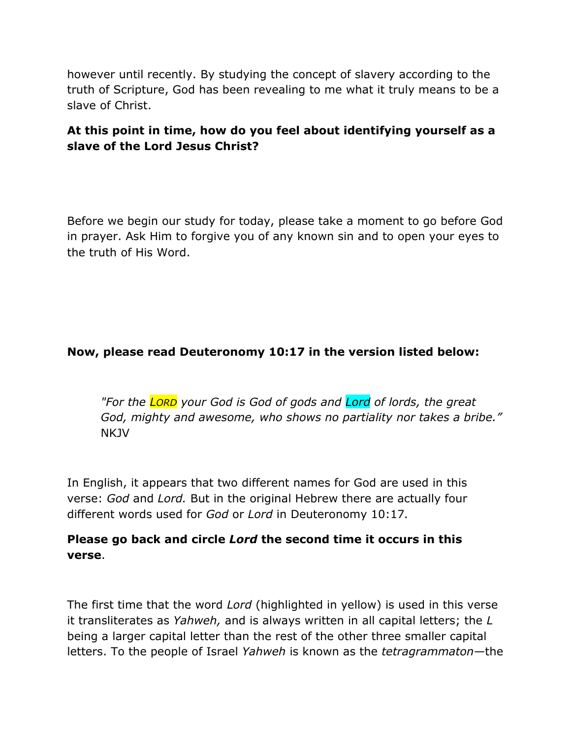however until recently. By studying the concept of slavery according to the truth of Scripture, God has been revealing to me what it truly means to be a slave of Christ.

**At this point in time, how do you feel about identifying yourself as a slave of the Lord Jesus Christ?**

Before we begin our study for today, please take a moment to go before God in prayer. Ask Him to forgive you of any known sin and to open your eyes to the truth of His Word.

**Now, please read Deuteronomy 10:17 in the version listed below:**

> *"For the LORD your God is God of gods and Lord of lords, the great God, mighty and awesome, who shows no partiality nor takes a bribe."* NKJV

In English, it appears that two different names for God are used in this verse: *God* and *Lord.* But in the original Hebrew there are actually four different words used for *God* or *Lord* in Deuteronomy 10:17*.*

**Please go back and circle *Lord* the second time it occurs in this verse**.

The first time that the word *Lord* (highlighted in yellow) is used in this verse it transliterates as *Yahweh,* and is always written in all capital letters; the *L* being a larger capital letter than the rest of the other three smaller capital letters. To the people of Israel *Yahweh* is known as the *tetragrammaton*—the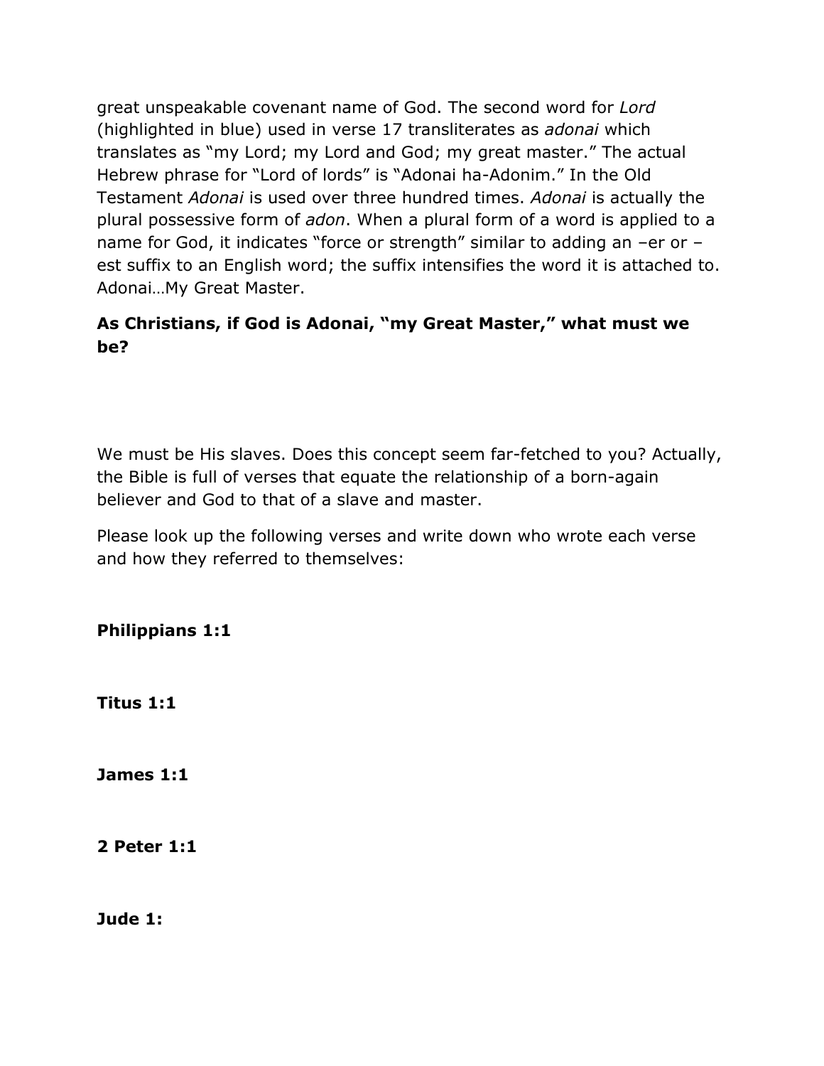great unspeakable covenant name of God. The second word for *Lord* (highlighted in blue) used in verse 17 transliterates as *adonai* which translates as "my Lord; my Lord and God; my great master." The actual Hebrew phrase for "Lord of lords" is "Adonai ha-Adonim." In the Old Testament *Adonai* is used over three hundred times. *Adonai* is actually the plural possessive form of *adon*. When a plural form of a word is applied to a name for God, it indicates "force or strength" similar to adding an –er or –est suffix to an English word; the suffix intensifies the word it is attached to. Adonai…My Great Master.

**As Christians, if God is Adonai, "my Great Master," what must we be?**

We must be His slaves. Does this concept seem far-fetched to you? Actually, the Bible is full of verses that equate the relationship of a born-again believer and God to that of a slave and master.

Please look up the following verses and write down who wrote each verse and how they referred to themselves:

**Philippians 1:1**

**Titus 1:1**

**James 1:1**

**2 Peter 1:1**

**Jude 1:**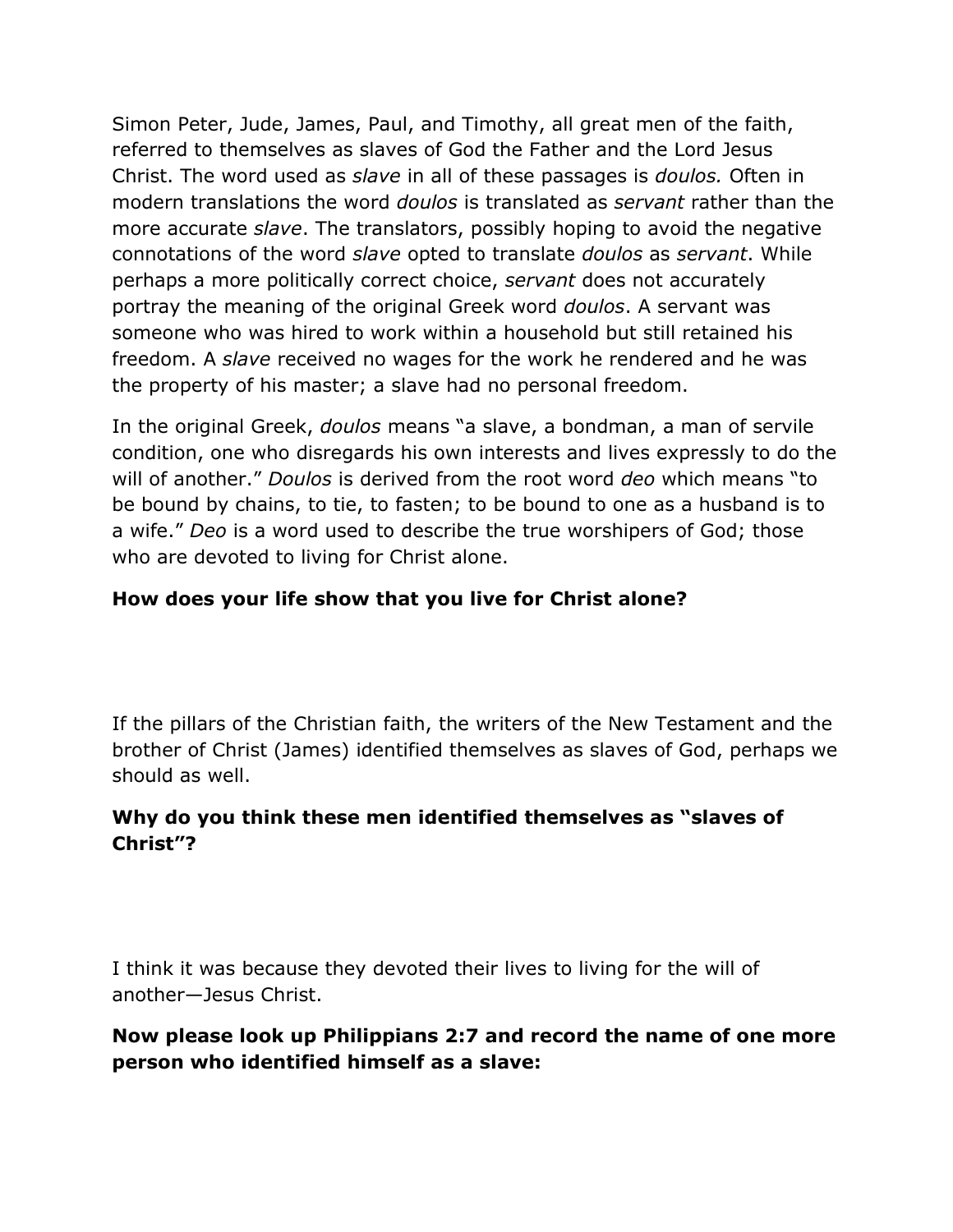Simon Peter, Jude, James, Paul, and Timothy, all great men of the faith, referred to themselves as slaves of God the Father and the Lord Jesus Christ. The word used as *slave* in all of these passages is *doulos.* Often in modern translations the word *doulos* is translated as *servant* rather than the more accurate *slave*. The translators, possibly hoping to avoid the negative connotations of the word *slave* opted to translate *doulos* as *servant*. While perhaps a more politically correct choice, *servant* does not accurately portray the meaning of the original Greek word *doulos*. A servant was someone who was hired to work within a household but still retained his freedom. A *slave* received no wages for the work he rendered and he was the property of his master; a slave had no personal freedom.

In the original Greek, *doulos* means "a slave, a bondman, a man of servile condition, one who disregards his own interests and lives expressly to do the will of another." *Doulos* is derived from the root word *deo* which means "to be bound by chains, to tie, to fasten; to be bound to one as a husband is to a wife." *Deo* is a word used to describe the true worshipers of God; those who are devoted to living for Christ alone.

**How does your life show that you live for Christ alone?**

If the pillars of the Christian faith, the writers of the New Testament and the brother of Christ (James) identified themselves as slaves of God, perhaps we should as well.

**Why do you think these men identified themselves as "slaves of Christ"?**

I think it was because they devoted their lives to living for the will of another—Jesus Christ.

**Now please look up Philippians 2:7 and record the name of one more person who identified himself as a slave:**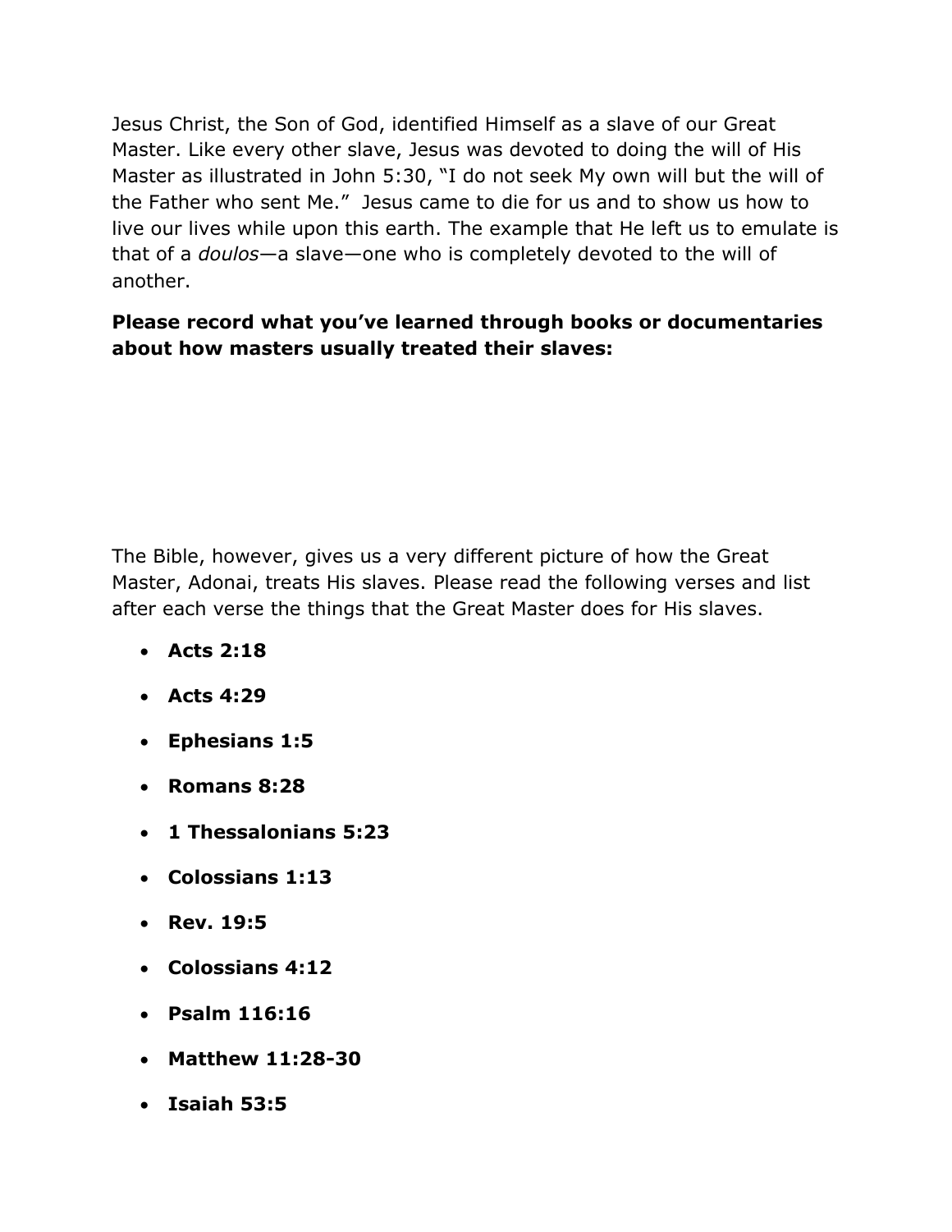Jesus Christ, the Son of God, identified Himself as a slave of our Great Master. Like every other slave, Jesus was devoted to doing the will of His Master as illustrated in John 5:30, "I do not seek My own will but the will of the Father who sent Me." Jesus came to die for us and to show us how to live our lives while upon this earth. The example that He left us to emulate is that of a *doulos*—a slave—one who is completely devoted to the will of another.

**Please record what you've learned through books or documentaries about how masters usually treated their slaves:**

The Bible, however, gives us a very different picture of how the Great Master, Adonai, treats His slaves. Please read the following verses and list after each verse the things that the Great Master does for His slaves.

- **Acts 2:18**
- **Acts 4:29**
- **Ephesians 1:5**
- **Romans 8:28**
- **1 Thessalonians 5:23**
- **Colossians 1:13**
- **Rev. 19:5**
- **Colossians 4:12**
- **Psalm 116:16**
- **Matthew 11:28-30**
- **Isaiah 53:5**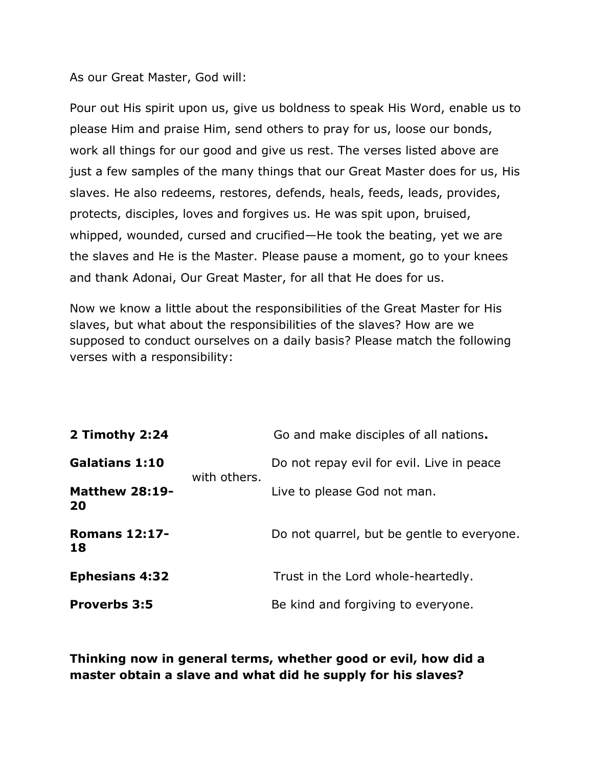As our Great Master, God will:

Pour out His spirit upon us, give us boldness to speak His Word, enable us to please Him and praise Him, send others to pray for us, loose our bonds, work all things for our good and give us rest. The verses listed above are just a few samples of the many things that our Great Master does for us, His slaves. He also redeems, restores, defends, heals, feeds, leads, provides, protects, disciples, loves and forgives us. He was spit upon, bruised, whipped, wounded, cursed and crucified—He took the beating, yet we are the slaves and He is the Master. Please pause a moment, go to your knees and thank Adonai, Our Great Master, for all that He does for us.

Now we know a little about the responsibilities of the Great Master for His slaves, but what about the responsibilities of the slaves? How are we supposed to conduct ourselves on a daily basis? Please match the following verses with a responsibility:

| | |
|---|---|
| **2 Timothy 2:24** | Go and make disciples of all nations**.** |
| **Galatians 1:10** | Do not repay evil for evil. Live in peace with others. |
| **Matthew 28:19-20** | Live to please God not man. |
| **Romans 12:17-18** | Do not quarrel, but be gentle to everyone. |
| **Ephesians 4:32** | Trust in the Lord whole-heartedly. |
| **Proverbs 3:5** | Be kind and forgiving to everyone. |

**Thinking now in general terms, whether good or evil, how did a master obtain a slave and what did he supply for his slaves?**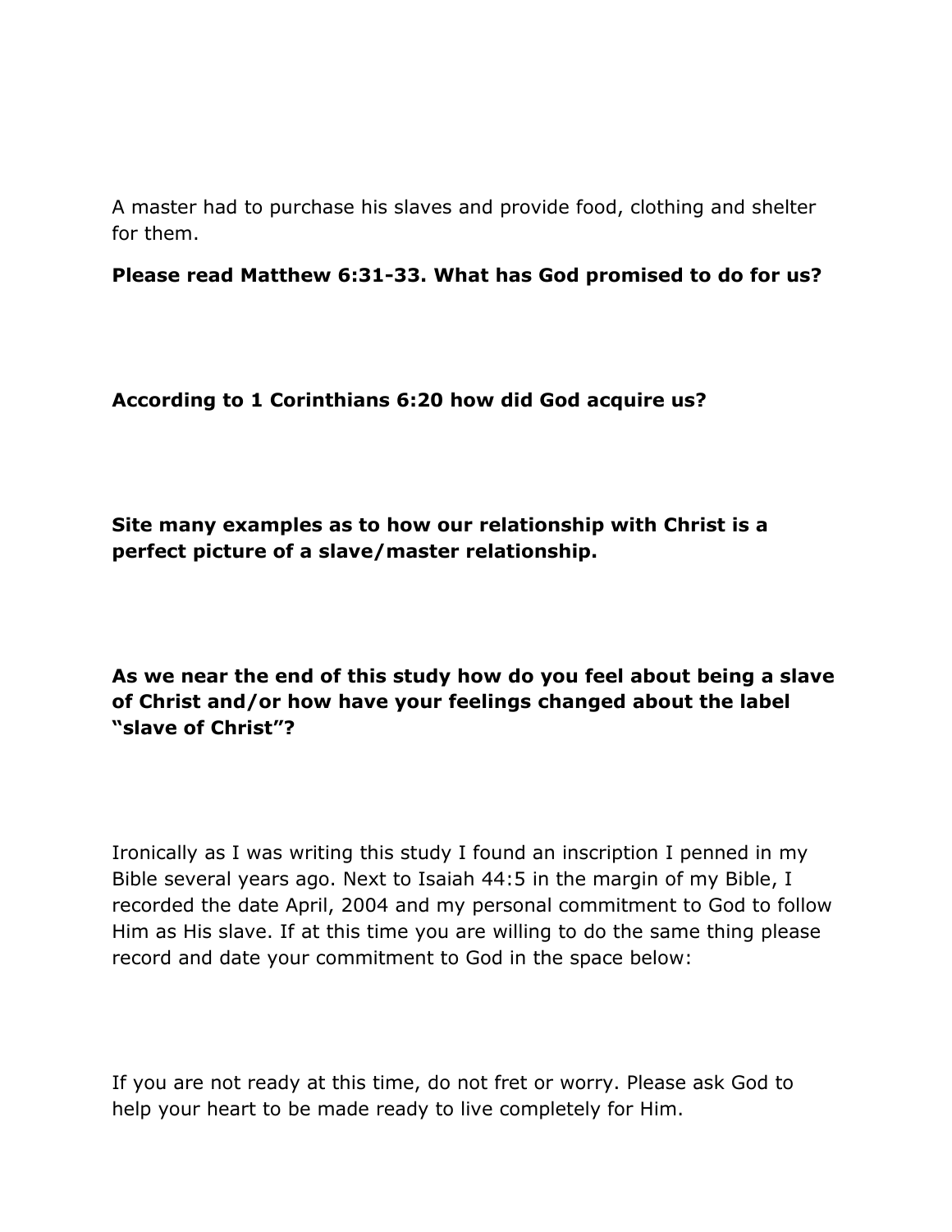A master had to purchase his slaves and provide food, clothing and shelter for them.

**Please read Matthew 6:31-33. What has God promised to do for us?**

**According to 1 Corinthians 6:20 how did God acquire us?**

**Site many examples as to how our relationship with Christ is a perfect picture of a slave/master relationship.**

**As we near the end of this study how do you feel about being a slave of Christ and/or how have your feelings changed about the label "slave of Christ"?**

Ironically as I was writing this study I found an inscription I penned in my Bible several years ago. Next to Isaiah 44:5 in the margin of my Bible, I recorded the date April, 2004 and my personal commitment to God to follow Him as His slave. If at this time you are willing to do the same thing please record and date your commitment to God in the space below:

If you are not ready at this time, do not fret or worry. Please ask God to help your heart to be made ready to live completely for Him.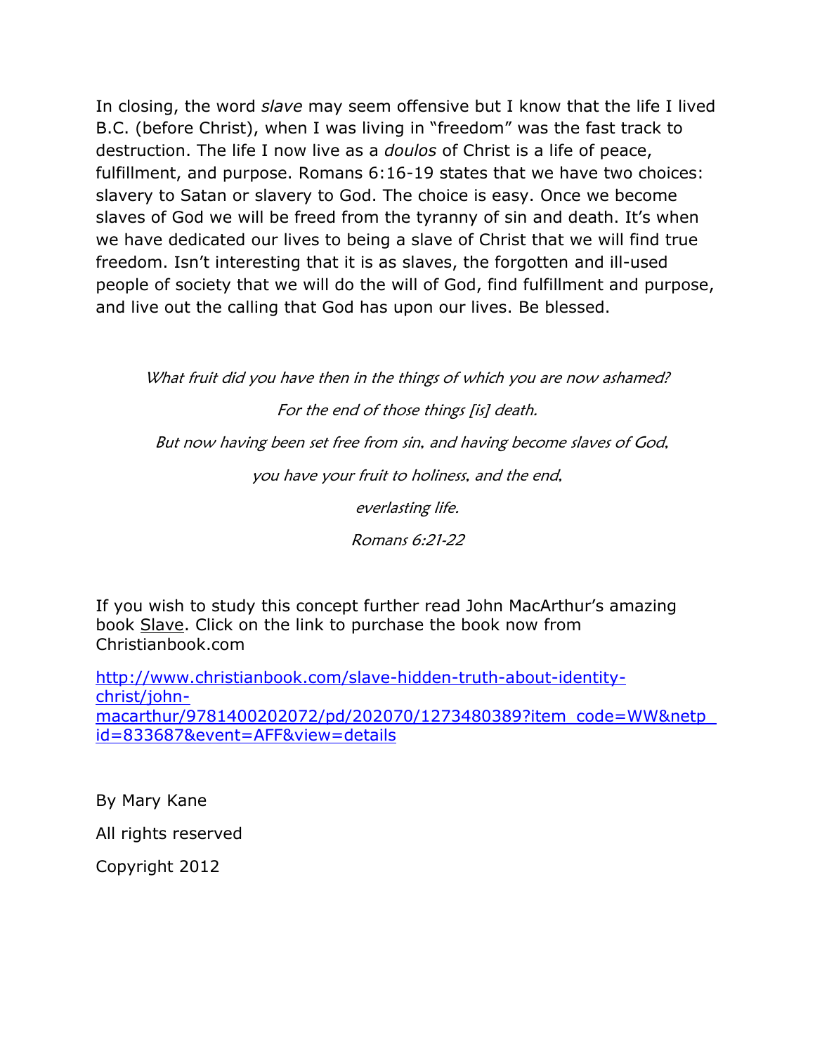In closing, the word *slave* may seem offensive but I know that the life I lived B.C. (before Christ), when I was living in "freedom" was the fast track to destruction. The life I now live as a *doulos* of Christ is a life of peace, fulfillment, and purpose. Romans 6:16-19 states that we have two choices: slavery to Satan or slavery to God. The choice is easy. Once we become slaves of God we will be freed from the tyranny of sin and death. It's when we have dedicated our lives to being a slave of Christ that we will find true freedom. Isn't interesting that it is as slaves, the forgotten and ill-used people of society that we will do the will of God, find fulfillment and purpose, and live out the calling that God has upon our lives. Be blessed.

*What fruit did you have then in the things of which you are now ashamed?*

*For the end of those things [is] death.*

*But now having been set free from sin, and having become slaves of God,*

*you have your fruit to holiness, and the end,*

*everlasting life.*

*Romans 6:21-22*

If you wish to study this concept further read John MacArthur's amazing book Slave. Click on the link to purchase the book now from Christianbook.com

http://www.christianbook.com/slave-hidden-truth-about-identity-christ/john-macarthur/9781400202072/pd/202070/1273480389?item_code=WW&netp_id=833687&event=AFF&view=details

By Mary Kane

All rights reserved

Copyright 2012